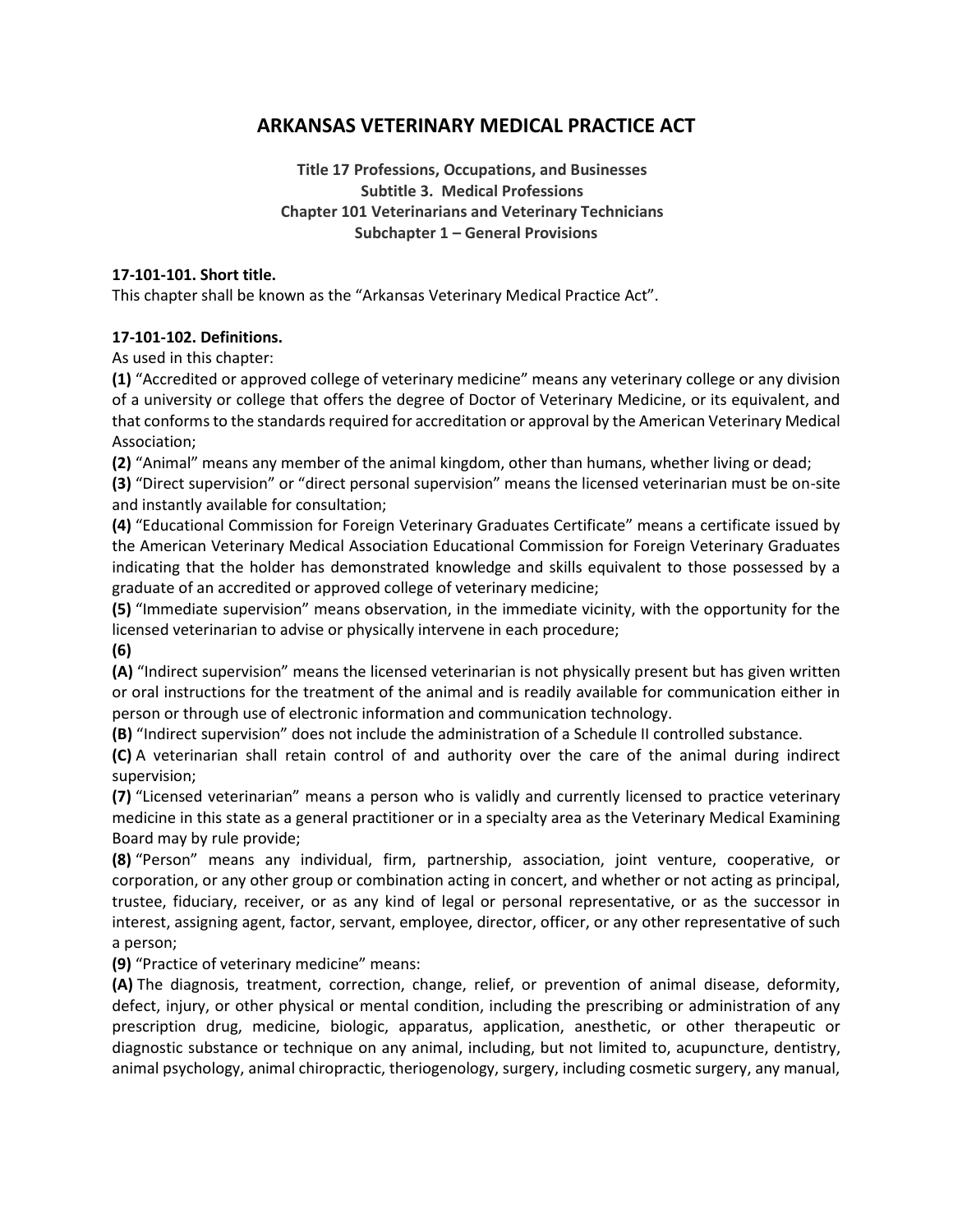# ARKANSAS VETERINARY MEDICAL PRACTICE ACT

**Title 17 Professions, Occupations, and Businesses**
**Subtitle 3. Medical Professions**
**Chapter 101 Veterinarians and Veterinary Technicians**
**Subchapter 1 – General Provisions**

**17-101-101. Short title.**
This chapter shall be known as the "Arkansas Veterinary Medical Practice Act".

**17-101-102. Definitions.**
As used in this chapter:

**(1)** "Accredited or approved college of veterinary medicine" means any veterinary college or any division of a university or college that offers the degree of Doctor of Veterinary Medicine, or its equivalent, and that conforms to the standards required for accreditation or approval by the American Veterinary Medical Association;

**(2)** "Animal" means any member of the animal kingdom, other than humans, whether living or dead;

**(3)** "Direct supervision" or "direct personal supervision" means the licensed veterinarian must be on-site and instantly available for consultation;

**(4)** "Educational Commission for Foreign Veterinary Graduates Certificate" means a certificate issued by the American Veterinary Medical Association Educational Commission for Foreign Veterinary Graduates indicating that the holder has demonstrated knowledge and skills equivalent to those possessed by a graduate of an accredited or approved college of veterinary medicine;

**(5)** "Immediate supervision" means observation, in the immediate vicinity, with the opportunity for the licensed veterinarian to advise or physically intervene in each procedure;

**(6)**

**(A)** "Indirect supervision" means the licensed veterinarian is not physically present but has given written or oral instructions for the treatment of the animal and is readily available for communication either in person or through use of electronic information and communication technology.

**(B)** "Indirect supervision" does not include the administration of a Schedule II controlled substance.

**(C)** A veterinarian shall retain control of and authority over the care of the animal during indirect supervision;

**(7)** "Licensed veterinarian" means a person who is validly and currently licensed to practice veterinary medicine in this state as a general practitioner or in a specialty area as the Veterinary Medical Examining Board may by rule provide;

**(8)** "Person" means any individual, firm, partnership, association, joint venture, cooperative, or corporation, or any other group or combination acting in concert, and whether or not acting as principal, trustee, fiduciary, receiver, or as any kind of legal or personal representative, or as the successor in interest, assigning agent, factor, servant, employee, director, officer, or any other representative of such a person;

**(9)** "Practice of veterinary medicine" means:

**(A)** The diagnosis, treatment, correction, change, relief, or prevention of animal disease, deformity, defect, injury, or other physical or mental condition, including the prescribing or administration of any prescription drug, medicine, biologic, apparatus, application, anesthetic, or other therapeutic or diagnostic substance or technique on any animal, including, but not limited to, acupuncture, dentistry, animal psychology, animal chiropractic, theriogenology, surgery, including cosmetic surgery, any manual,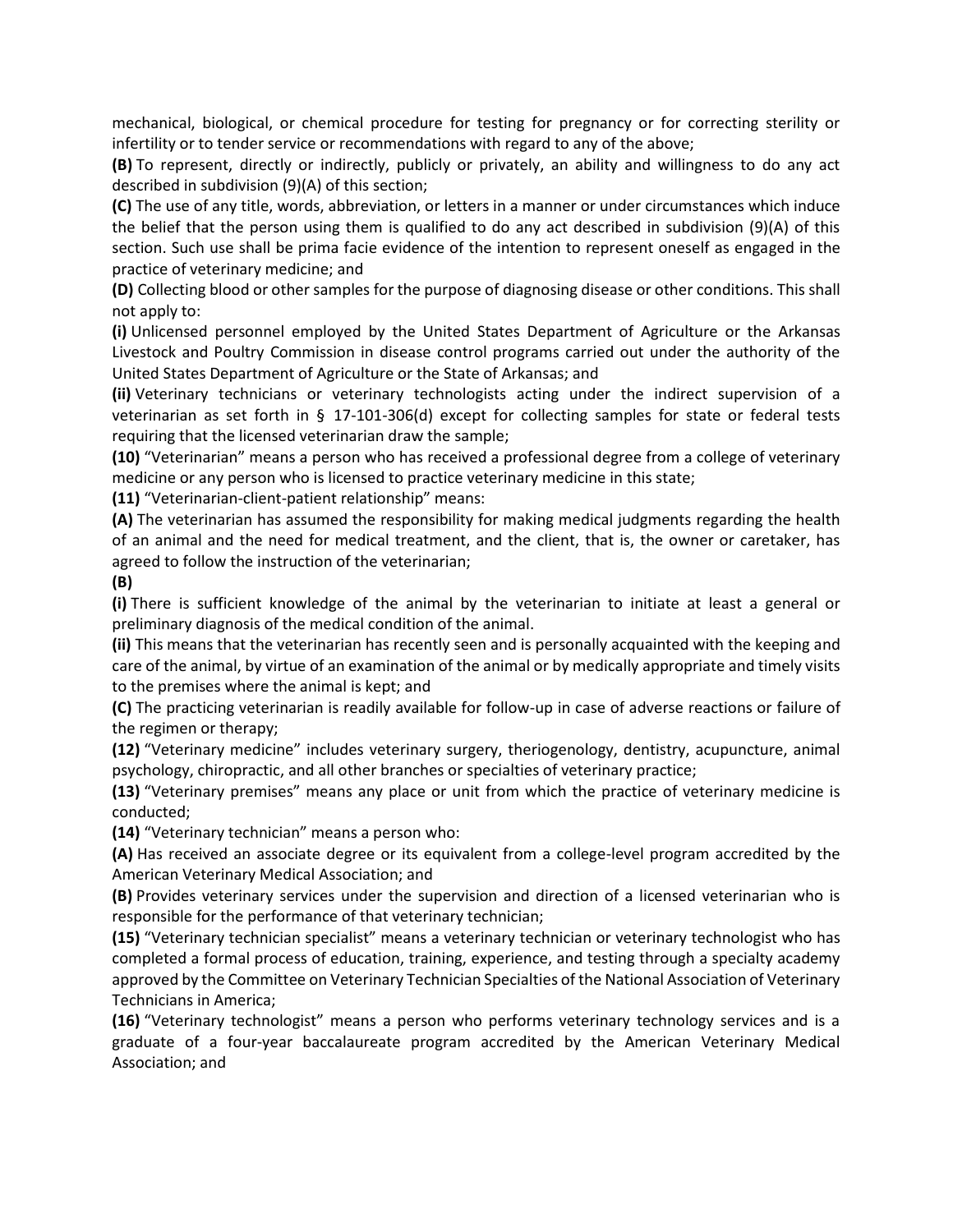mechanical, biological, or chemical procedure for testing for pregnancy or for correcting sterility or infertility or to tender service or recommendations with regard to any of the above;

**(B)** To represent, directly or indirectly, publicly or privately, an ability and willingness to do any act described in subdivision (9)(A) of this section;

**(C)** The use of any title, words, abbreviation, or letters in a manner or under circumstances which induce the belief that the person using them is qualified to do any act described in subdivision (9)(A) of this section. Such use shall be prima facie evidence of the intention to represent oneself as engaged in the practice of veterinary medicine; and

**(D)** Collecting blood or other samples for the purpose of diagnosing disease or other conditions. This shall not apply to:

**(i)** Unlicensed personnel employed by the United States Department of Agriculture or the Arkansas Livestock and Poultry Commission in disease control programs carried out under the authority of the United States Department of Agriculture or the State of Arkansas; and

**(ii)** Veterinary technicians or veterinary technologists acting under the indirect supervision of a veterinarian as set forth in § 17-101-306(d) except for collecting samples for state or federal tests requiring that the licensed veterinarian draw the sample;

**(10)** "Veterinarian" means a person who has received a professional degree from a college of veterinary medicine or any person who is licensed to practice veterinary medicine in this state;

**(11)** "Veterinarian-client-patient relationship" means:

**(A)** The veterinarian has assumed the responsibility for making medical judgments regarding the health of an animal and the need for medical treatment, and the client, that is, the owner or caretaker, has agreed to follow the instruction of the veterinarian;

**(B)**

**(i)** There is sufficient knowledge of the animal by the veterinarian to initiate at least a general or preliminary diagnosis of the medical condition of the animal.

**(ii)** This means that the veterinarian has recently seen and is personally acquainted with the keeping and care of the animal, by virtue of an examination of the animal or by medically appropriate and timely visits to the premises where the animal is kept; and

**(C)** The practicing veterinarian is readily available for follow-up in case of adverse reactions or failure of the regimen or therapy;

**(12)** "Veterinary medicine" includes veterinary surgery, theriogenology, dentistry, acupuncture, animal psychology, chiropractic, and all other branches or specialties of veterinary practice;

**(13)** "Veterinary premises" means any place or unit from which the practice of veterinary medicine is conducted;

**(14)** "Veterinary technician" means a person who:

**(A)** Has received an associate degree or its equivalent from a college-level program accredited by the American Veterinary Medical Association; and

**(B)** Provides veterinary services under the supervision and direction of a licensed veterinarian who is responsible for the performance of that veterinary technician;

**(15)** "Veterinary technician specialist" means a veterinary technician or veterinary technologist who has completed a formal process of education, training, experience, and testing through a specialty academy approved by the Committee on Veterinary Technician Specialties of the National Association of Veterinary Technicians in America;

**(16)** "Veterinary technologist" means a person who performs veterinary technology services and is a graduate of a four-year baccalaureate program accredited by the American Veterinary Medical Association; and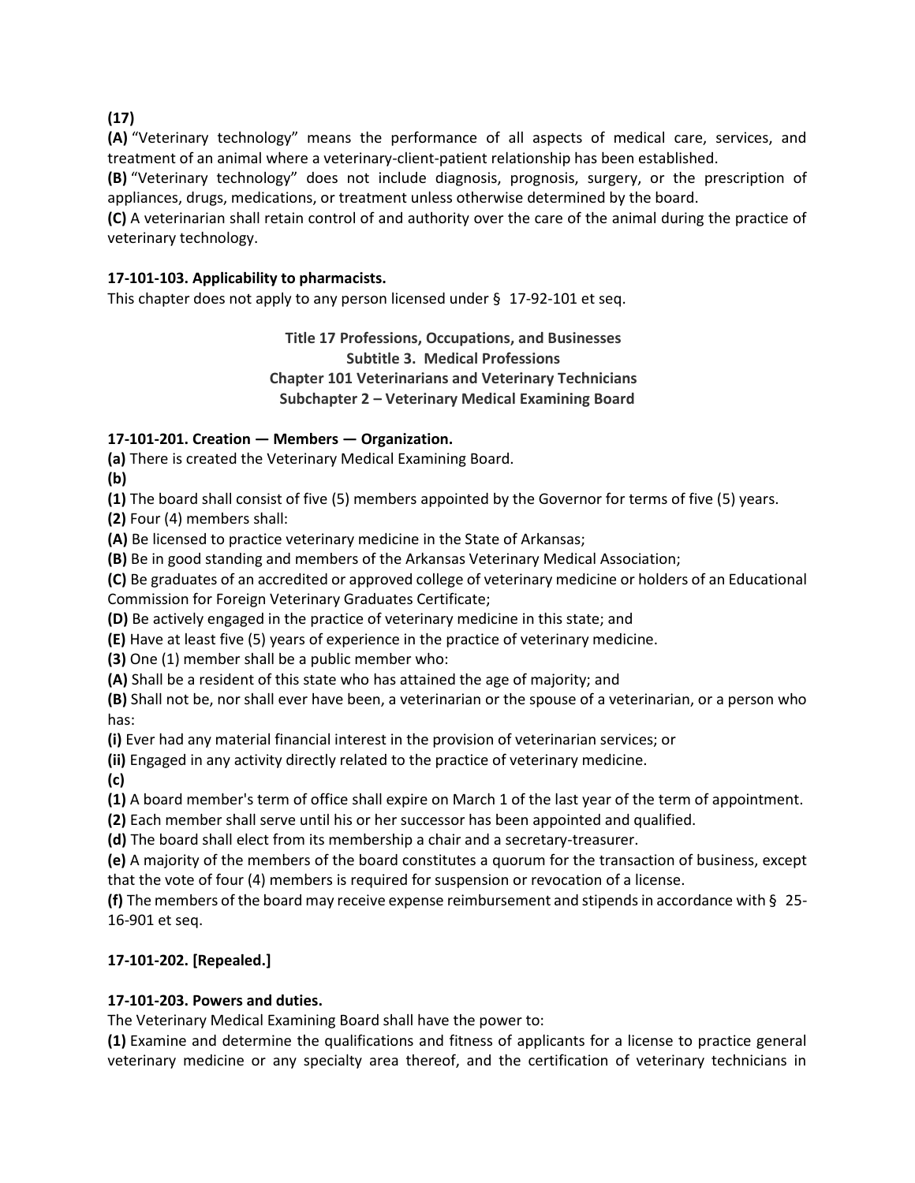**(17)**

**(A)** "Veterinary technology" means the performance of all aspects of medical care, services, and treatment of an animal where a veterinary-client-patient relationship has been established.

**(B)** "Veterinary technology" does not include diagnosis, prognosis, surgery, or the prescription of appliances, drugs, medications, or treatment unless otherwise determined by the board.

**(C)** A veterinarian shall retain control of and authority over the care of the animal during the practice of veterinary technology.

**17-101-103. Applicability to pharmacists.**

This chapter does not apply to any person licensed under § 17-92-101 et seq.

**Title 17 Professions, Occupations, and Businesses**
**Subtitle 3. Medical Professions**
**Chapter 101 Veterinarians and Veterinary Technicians**
**Subchapter 2 – Veterinary Medical Examining Board**

**17-101-201. Creation — Members — Organization.**

**(a)** There is created the Veterinary Medical Examining Board.

**(b)**

**(1)** The board shall consist of five (5) members appointed by the Governor for terms of five (5) years.

**(2)** Four (4) members shall:

**(A)** Be licensed to practice veterinary medicine in the State of Arkansas;

**(B)** Be in good standing and members of the Arkansas Veterinary Medical Association;

**(C)** Be graduates of an accredited or approved college of veterinary medicine or holders of an Educational Commission for Foreign Veterinary Graduates Certificate;

**(D)** Be actively engaged in the practice of veterinary medicine in this state; and

**(E)** Have at least five (5) years of experience in the practice of veterinary medicine.

**(3)** One (1) member shall be a public member who:

**(A)** Shall be a resident of this state who has attained the age of majority; and

**(B)** Shall not be, nor shall ever have been, a veterinarian or the spouse of a veterinarian, or a person who has:

**(i)** Ever had any material financial interest in the provision of veterinarian services; or

**(ii)** Engaged in any activity directly related to the practice of veterinary medicine.

**(c)**

**(1)** A board member's term of office shall expire on March 1 of the last year of the term of appointment.

**(2)** Each member shall serve until his or her successor has been appointed and qualified.

**(d)** The board shall elect from its membership a chair and a secretary-treasurer.

**(e)** A majority of the members of the board constitutes a quorum for the transaction of business, except that the vote of four (4) members is required for suspension or revocation of a license.

**(f)** The members of the board may receive expense reimbursement and stipends in accordance with § 25-16-901 et seq.

**17-101-202. [Repealed.]**

**17-101-203. Powers and duties.**

The Veterinary Medical Examining Board shall have the power to:

**(1)** Examine and determine the qualifications and fitness of applicants for a license to practice general veterinary medicine or any specialty area thereof, and the certification of veterinary technicians in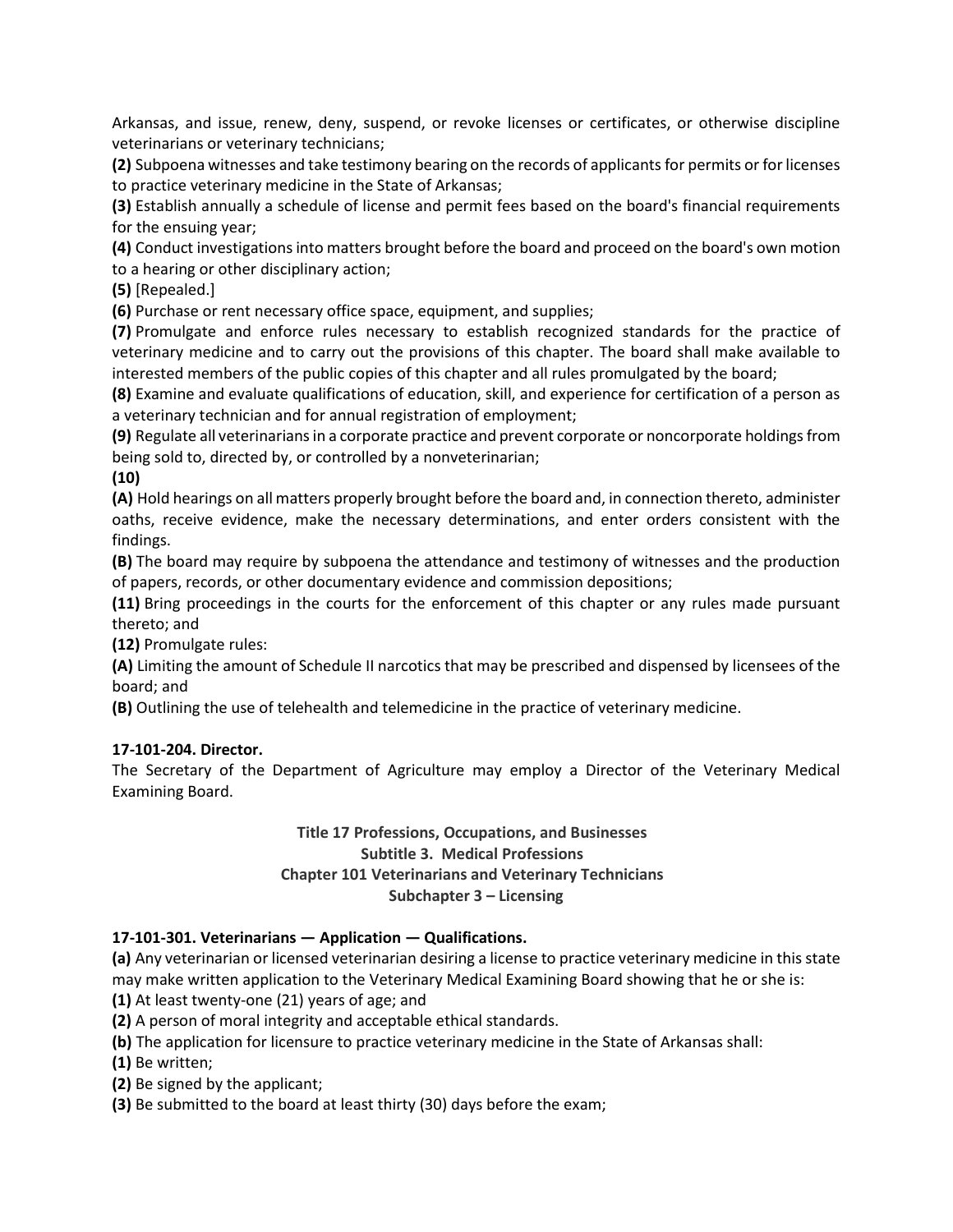Arkansas, and issue, renew, deny, suspend, or revoke licenses or certificates, or otherwise discipline veterinarians or veterinary technicians;

**(2)** Subpoena witnesses and take testimony bearing on the records of applicants for permits or for licenses to practice veterinary medicine in the State of Arkansas;

**(3)** Establish annually a schedule of license and permit fees based on the board's financial requirements for the ensuing year;

**(4)** Conduct investigations into matters brought before the board and proceed on the board's own motion to a hearing or other disciplinary action;

**(5)** [Repealed.]

**(6)** Purchase or rent necessary office space, equipment, and supplies;

**(7)** Promulgate and enforce rules necessary to establish recognized standards for the practice of veterinary medicine and to carry out the provisions of this chapter. The board shall make available to interested members of the public copies of this chapter and all rules promulgated by the board;

**(8)** Examine and evaluate qualifications of education, skill, and experience for certification of a person as a veterinary technician and for annual registration of employment;

**(9)** Regulate all veterinarians in a corporate practice and prevent corporate or noncorporate holdings from being sold to, directed by, or controlled by a nonveterinarian;

**(10)**

**(A)** Hold hearings on all matters properly brought before the board and, in connection thereto, administer oaths, receive evidence, make the necessary determinations, and enter orders consistent with the findings.

**(B)** The board may require by subpoena the attendance and testimony of witnesses and the production of papers, records, or other documentary evidence and commission depositions;

**(11)** Bring proceedings in the courts for the enforcement of this chapter or any rules made pursuant thereto; and

**(12)** Promulgate rules:

**(A)** Limiting the amount of Schedule II narcotics that may be prescribed and dispensed by licensees of the board; and

**(B)** Outlining the use of telehealth and telemedicine in the practice of veterinary medicine.

**17-101-204. Director.**

The Secretary of the Department of Agriculture may employ a Director of the Veterinary Medical Examining Board.

**Title 17 Professions, Occupations, and Businesses**
**Subtitle 3. Medical Professions**
**Chapter 101 Veterinarians and Veterinary Technicians**
**Subchapter 3 – Licensing**

**17-101-301. Veterinarians — Application — Qualifications.**

**(a)** Any veterinarian or licensed veterinarian desiring a license to practice veterinary medicine in this state may make written application to the Veterinary Medical Examining Board showing that he or she is:

**(1)** At least twenty-one (21) years of age; and

**(2)** A person of moral integrity and acceptable ethical standards.

**(b)** The application for licensure to practice veterinary medicine in the State of Arkansas shall:

**(1)** Be written;

**(2)** Be signed by the applicant;

**(3)** Be submitted to the board at least thirty (30) days before the exam;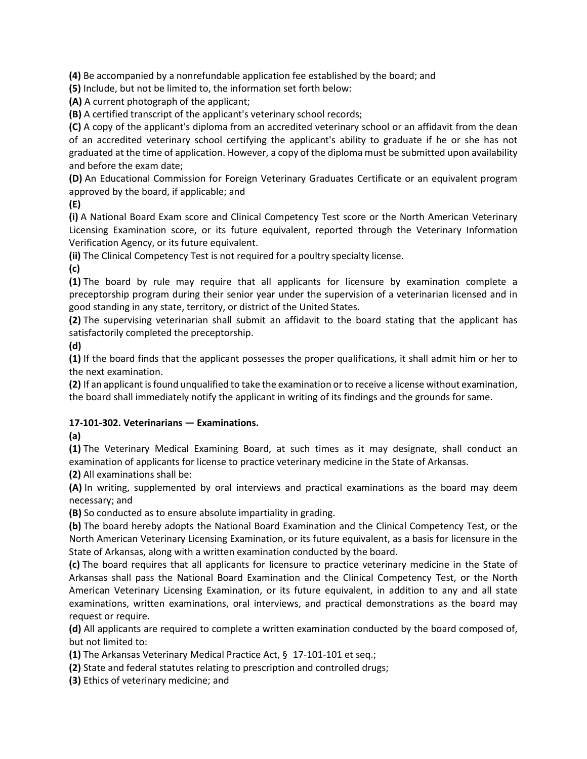**(4)** Be accompanied by a nonrefundable application fee established by the board; and

**(5)** Include, but not be limited to, the information set forth below:

**(A)** A current photograph of the applicant;

**(B)** A certified transcript of the applicant's veterinary school records;

**(C)** A copy of the applicant's diploma from an accredited veterinary school or an affidavit from the dean of an accredited veterinary school certifying the applicant's ability to graduate if he or she has not graduated at the time of application. However, a copy of the diploma must be submitted upon availability and before the exam date;

**(D)** An Educational Commission for Foreign Veterinary Graduates Certificate or an equivalent program approved by the board, if applicable; and

**(E)**

**(i)** A National Board Exam score and Clinical Competency Test score or the North American Veterinary Licensing Examination score, or its future equivalent, reported through the Veterinary Information Verification Agency, or its future equivalent.

**(ii)** The Clinical Competency Test is not required for a poultry specialty license.

**(c)**

**(1)** The board by rule may require that all applicants for licensure by examination complete a preceptorship program during their senior year under the supervision of a veterinarian licensed and in good standing in any state, territory, or district of the United States.

**(2)** The supervising veterinarian shall submit an affidavit to the board stating that the applicant has satisfactorily completed the preceptorship.

**(d)**

**(1)** If the board finds that the applicant possesses the proper qualifications, it shall admit him or her to the next examination.

**(2)** If an applicant is found unqualified to take the examination or to receive a license without examination, the board shall immediately notify the applicant in writing of its findings and the grounds for same.

**17-101-302. Veterinarians — Examinations.**

**(a)**

**(1)** The Veterinary Medical Examining Board, at such times as it may designate, shall conduct an examination of applicants for license to practice veterinary medicine in the State of Arkansas.

**(2)** All examinations shall be:

**(A)** In writing, supplemented by oral interviews and practical examinations as the board may deem necessary; and

**(B)** So conducted as to ensure absolute impartiality in grading.

**(b)** The board hereby adopts the National Board Examination and the Clinical Competency Test, or the North American Veterinary Licensing Examination, or its future equivalent, as a basis for licensure in the State of Arkansas, along with a written examination conducted by the board.

**(c)** The board requires that all applicants for licensure to practice veterinary medicine in the State of Arkansas shall pass the National Board Examination and the Clinical Competency Test, or the North American Veterinary Licensing Examination, or its future equivalent, in addition to any and all state examinations, written examinations, oral interviews, and practical demonstrations as the board may request or require.

**(d)** All applicants are required to complete a written examination conducted by the board composed of, but not limited to:

**(1)** The Arkansas Veterinary Medical Practice Act, § 17-101-101 et seq.;

**(2)** State and federal statutes relating to prescription and controlled drugs;

**(3)** Ethics of veterinary medicine; and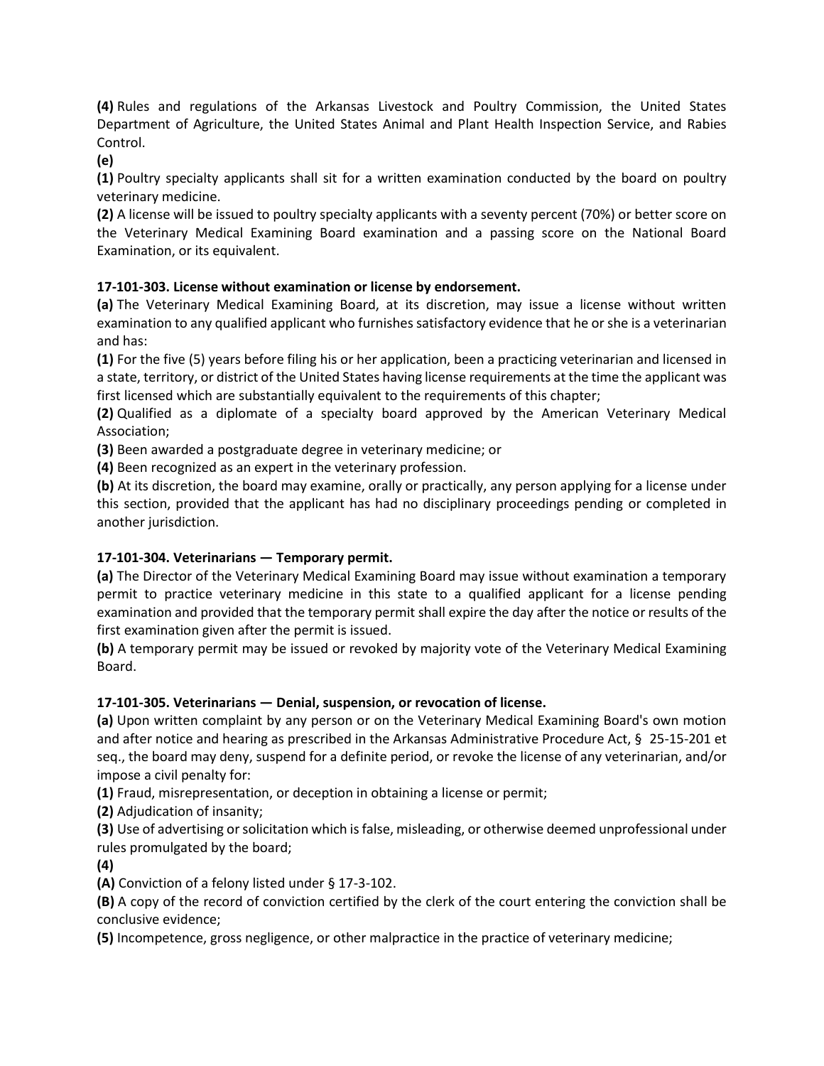**(4)** Rules and regulations of the Arkansas Livestock and Poultry Commission, the United States Department of Agriculture, the United States Animal and Plant Health Inspection Service, and Rabies Control.

**(e)**

**(1)** Poultry specialty applicants shall sit for a written examination conducted by the board on poultry veterinary medicine.

**(2)** A license will be issued to poultry specialty applicants with a seventy percent (70%) or better score on the Veterinary Medical Examining Board examination and a passing score on the National Board Examination, or its equivalent.

**17-101-303. License without examination or license by endorsement.**

**(a)** The Veterinary Medical Examining Board, at its discretion, may issue a license without written examination to any qualified applicant who furnishes satisfactory evidence that he or she is a veterinarian and has:

**(1)** For the five (5) years before filing his or her application, been a practicing veterinarian and licensed in a state, territory, or district of the United States having license requirements at the time the applicant was first licensed which are substantially equivalent to the requirements of this chapter;

**(2)** Qualified as a diplomate of a specialty board approved by the American Veterinary Medical Association;

**(3)** Been awarded a postgraduate degree in veterinary medicine; or

**(4)** Been recognized as an expert in the veterinary profession.

**(b)** At its discretion, the board may examine, orally or practically, any person applying for a license under this section, provided that the applicant has had no disciplinary proceedings pending or completed in another jurisdiction.

**17-101-304. Veterinarians — Temporary permit.**

**(a)** The Director of the Veterinary Medical Examining Board may issue without examination a temporary permit to practice veterinary medicine in this state to a qualified applicant for a license pending examination and provided that the temporary permit shall expire the day after the notice or results of the first examination given after the permit is issued.

**(b)** A temporary permit may be issued or revoked by majority vote of the Veterinary Medical Examining Board.

**17-101-305. Veterinarians — Denial, suspension, or revocation of license.**

**(a)** Upon written complaint by any person or on the Veterinary Medical Examining Board's own motion and after notice and hearing as prescribed in the Arkansas Administrative Procedure Act, § 25-15-201 et seq., the board may deny, suspend for a definite period, or revoke the license of any veterinarian, and/or impose a civil penalty for:

**(1)** Fraud, misrepresentation, or deception in obtaining a license or permit;

**(2)** Adjudication of insanity;

**(3)** Use of advertising or solicitation which is false, misleading, or otherwise deemed unprofessional under rules promulgated by the board;

**(4)**

**(A)** Conviction of a felony listed under § 17-3-102.

**(B)** A copy of the record of conviction certified by the clerk of the court entering the conviction shall be conclusive evidence;

**(5)** Incompetence, gross negligence, or other malpractice in the practice of veterinary medicine;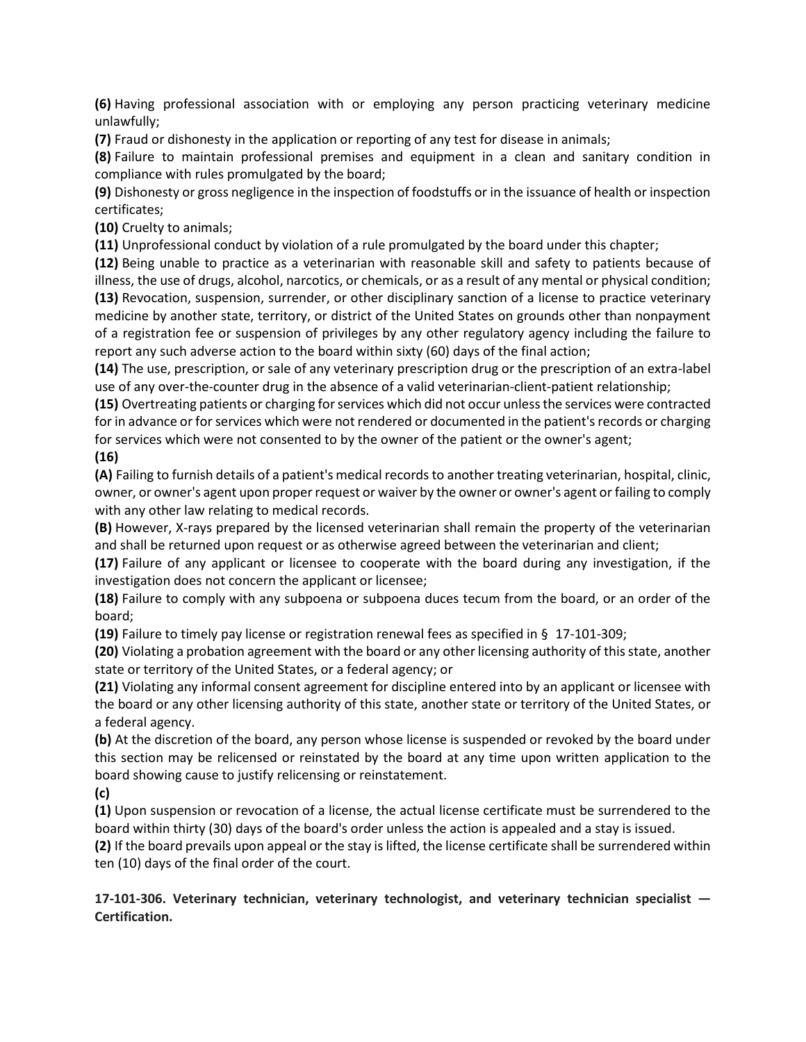**(6)** Having professional association with or employing any person practicing veterinary medicine unlawfully;

**(7)** Fraud or dishonesty in the application or reporting of any test for disease in animals;

**(8)** Failure to maintain professional premises and equipment in a clean and sanitary condition in compliance with rules promulgated by the board;

**(9)** Dishonesty or gross negligence in the inspection of foodstuffs or in the issuance of health or inspection certificates;

**(10)** Cruelty to animals;

**(11)** Unprofessional conduct by violation of a rule promulgated by the board under this chapter;

**(12)** Being unable to practice as a veterinarian with reasonable skill and safety to patients because of illness, the use of drugs, alcohol, narcotics, or chemicals, or as a result of any mental or physical condition;

**(13)** Revocation, suspension, surrender, or other disciplinary sanction of a license to practice veterinary medicine by another state, territory, or district of the United States on grounds other than nonpayment of a registration fee or suspension of privileges by any other regulatory agency including the failure to report any such adverse action to the board within sixty (60) days of the final action;

**(14)** The use, prescription, or sale of any veterinary prescription drug or the prescription of an extra-label use of any over-the-counter drug in the absence of a valid veterinarian-client-patient relationship;

**(15)** Overtreating patients or charging for services which did not occur unless the services were contracted for in advance or for services which were not rendered or documented in the patient's records or charging for services which were not consented to by the owner of the patient or the owner's agent;

**(16)**

**(A)** Failing to furnish details of a patient's medical records to another treating veterinarian, hospital, clinic, owner, or owner's agent upon proper request or waiver by the owner or owner's agent or failing to comply with any other law relating to medical records.

**(B)** However, X-rays prepared by the licensed veterinarian shall remain the property of the veterinarian and shall be returned upon request or as otherwise agreed between the veterinarian and client;

**(17)** Failure of any applicant or licensee to cooperate with the board during any investigation, if the investigation does not concern the applicant or licensee;

**(18)** Failure to comply with any subpoena or subpoena duces tecum from the board, or an order of the board;

**(19)** Failure to timely pay license or registration renewal fees as specified in § 17-101-309;

**(20)** Violating a probation agreement with the board or any other licensing authority of this state, another state or territory of the United States, or a federal agency; or

**(21)** Violating any informal consent agreement for discipline entered into by an applicant or licensee with the board or any other licensing authority of this state, another state or territory of the United States, or a federal agency.

**(b)** At the discretion of the board, any person whose license is suspended or revoked by the board under this section may be relicensed or reinstated by the board at any time upon written application to the board showing cause to justify relicensing or reinstatement.

**(c)**

**(1)** Upon suspension or revocation of a license, the actual license certificate must be surrendered to the board within thirty (30) days of the board's order unless the action is appealed and a stay is issued.

**(2)** If the board prevails upon appeal or the stay is lifted, the license certificate shall be surrendered within ten (10) days of the final order of the court.

**17-101-306. Veterinary technician, veterinary technologist, and veterinary technician specialist — Certification.**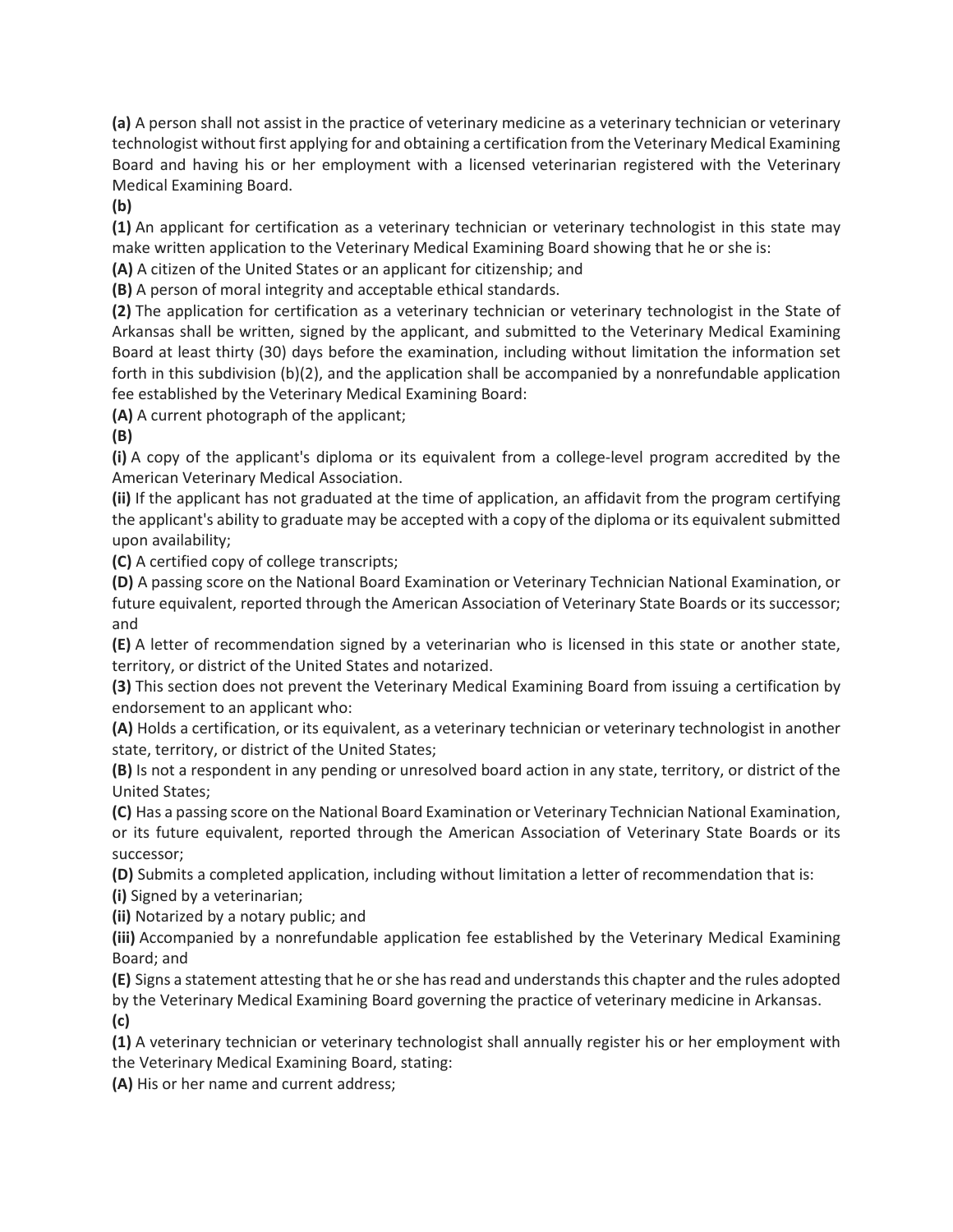**(a)** A person shall not assist in the practice of veterinary medicine as a veterinary technician or veterinary technologist without first applying for and obtaining a certification from the Veterinary Medical Examining Board and having his or her employment with a licensed veterinarian registered with the Veterinary Medical Examining Board.

**(b)**

**(1)** An applicant for certification as a veterinary technician or veterinary technologist in this state may make written application to the Veterinary Medical Examining Board showing that he or she is:

**(A)** A citizen of the United States or an applicant for citizenship; and

**(B)** A person of moral integrity and acceptable ethical standards.

**(2)** The application for certification as a veterinary technician or veterinary technologist in the State of Arkansas shall be written, signed by the applicant, and submitted to the Veterinary Medical Examining Board at least thirty (30) days before the examination, including without limitation the information set forth in this subdivision (b)(2), and the application shall be accompanied by a nonrefundable application fee established by the Veterinary Medical Examining Board:

**(A)** A current photograph of the applicant;

**(B)**

**(i)** A copy of the applicant's diploma or its equivalent from a college-level program accredited by the American Veterinary Medical Association.

**(ii)** If the applicant has not graduated at the time of application, an affidavit from the program certifying the applicant's ability to graduate may be accepted with a copy of the diploma or its equivalent submitted upon availability;

**(C)** A certified copy of college transcripts;

**(D)** A passing score on the National Board Examination or Veterinary Technician National Examination, or future equivalent, reported through the American Association of Veterinary State Boards or its successor; and

**(E)** A letter of recommendation signed by a veterinarian who is licensed in this state or another state, territory, or district of the United States and notarized.

**(3)** This section does not prevent the Veterinary Medical Examining Board from issuing a certification by endorsement to an applicant who:

**(A)** Holds a certification, or its equivalent, as a veterinary technician or veterinary technologist in another state, territory, or district of the United States;

**(B)** Is not a respondent in any pending or unresolved board action in any state, territory, or district of the United States;

**(C)** Has a passing score on the National Board Examination or Veterinary Technician National Examination, or its future equivalent, reported through the American Association of Veterinary State Boards or its successor;

**(D)** Submits a completed application, including without limitation a letter of recommendation that is:

**(i)** Signed by a veterinarian;

**(ii)** Notarized by a notary public; and

**(iii)** Accompanied by a nonrefundable application fee established by the Veterinary Medical Examining Board; and

**(E)** Signs a statement attesting that he or she has read and understands this chapter and the rules adopted by the Veterinary Medical Examining Board governing the practice of veterinary medicine in Arkansas.

**(c)**

**(1)** A veterinary technician or veterinary technologist shall annually register his or her employment with the Veterinary Medical Examining Board, stating:

**(A)** His or her name and current address;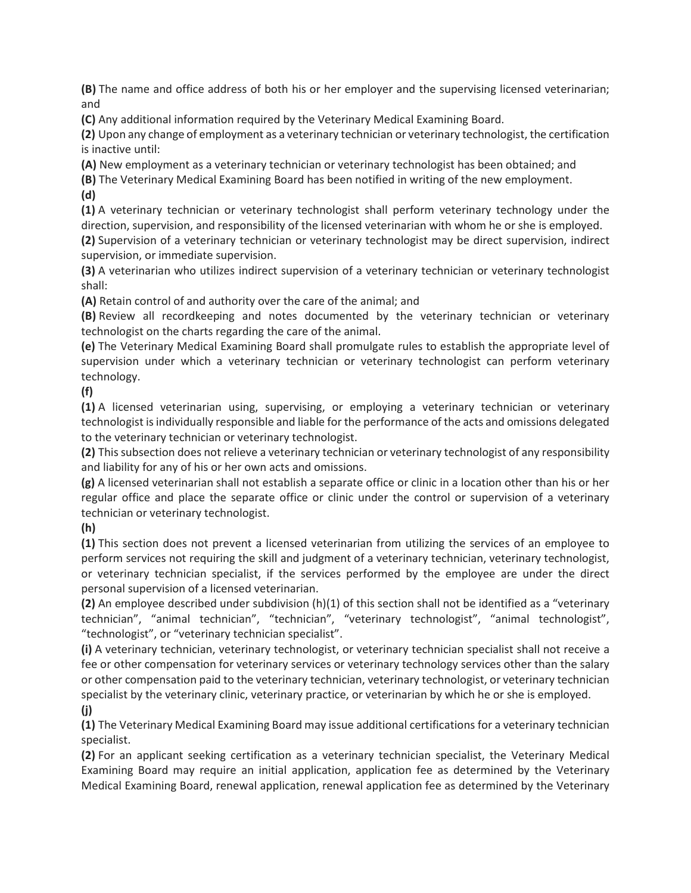**(B)** The name and office address of both his or her employer and the supervising licensed veterinarian; and

**(C)** Any additional information required by the Veterinary Medical Examining Board.

**(2)** Upon any change of employment as a veterinary technician or veterinary technologist, the certification is inactive until:

**(A)** New employment as a veterinary technician or veterinary technologist has been obtained; and

**(B)** The Veterinary Medical Examining Board has been notified in writing of the new employment.

**(d)**

**(1)** A veterinary technician or veterinary technologist shall perform veterinary technology under the direction, supervision, and responsibility of the licensed veterinarian with whom he or she is employed.

**(2)** Supervision of a veterinary technician or veterinary technologist may be direct supervision, indirect supervision, or immediate supervision.

**(3)** A veterinarian who utilizes indirect supervision of a veterinary technician or veterinary technologist shall:

**(A)** Retain control of and authority over the care of the animal; and

**(B)** Review all recordkeeping and notes documented by the veterinary technician or veterinary technologist on the charts regarding the care of the animal.

**(e)** The Veterinary Medical Examining Board shall promulgate rules to establish the appropriate level of supervision under which a veterinary technician or veterinary technologist can perform veterinary technology.

**(f)**

**(1)** A licensed veterinarian using, supervising, or employing a veterinary technician or veterinary technologist is individually responsible and liable for the performance of the acts and omissions delegated to the veterinary technician or veterinary technologist.

**(2)** This subsection does not relieve a veterinary technician or veterinary technologist of any responsibility and liability for any of his or her own acts and omissions.

**(g)** A licensed veterinarian shall not establish a separate office or clinic in a location other than his or her regular office and place the separate office or clinic under the control or supervision of a veterinary technician or veterinary technologist.

**(h)**

**(1)** This section does not prevent a licensed veterinarian from utilizing the services of an employee to perform services not requiring the skill and judgment of a veterinary technician, veterinary technologist, or veterinary technician specialist, if the services performed by the employee are under the direct personal supervision of a licensed veterinarian.

**(2)** An employee described under subdivision (h)(1) of this section shall not be identified as a "veterinary technician", "animal technician", "technician", "veterinary technologist", "animal technologist", "technologist", or "veterinary technician specialist".

**(i)** A veterinary technician, veterinary technologist, or veterinary technician specialist shall not receive a fee or other compensation for veterinary services or veterinary technology services other than the salary or other compensation paid to the veterinary technician, veterinary technologist, or veterinary technician specialist by the veterinary clinic, veterinary practice, or veterinarian by which he or she is employed.

**(j)**

**(1)** The Veterinary Medical Examining Board may issue additional certifications for a veterinary technician specialist.

**(2)** For an applicant seeking certification as a veterinary technician specialist, the Veterinary Medical Examining Board may require an initial application, application fee as determined by the Veterinary Medical Examining Board, renewal application, renewal application fee as determined by the Veterinary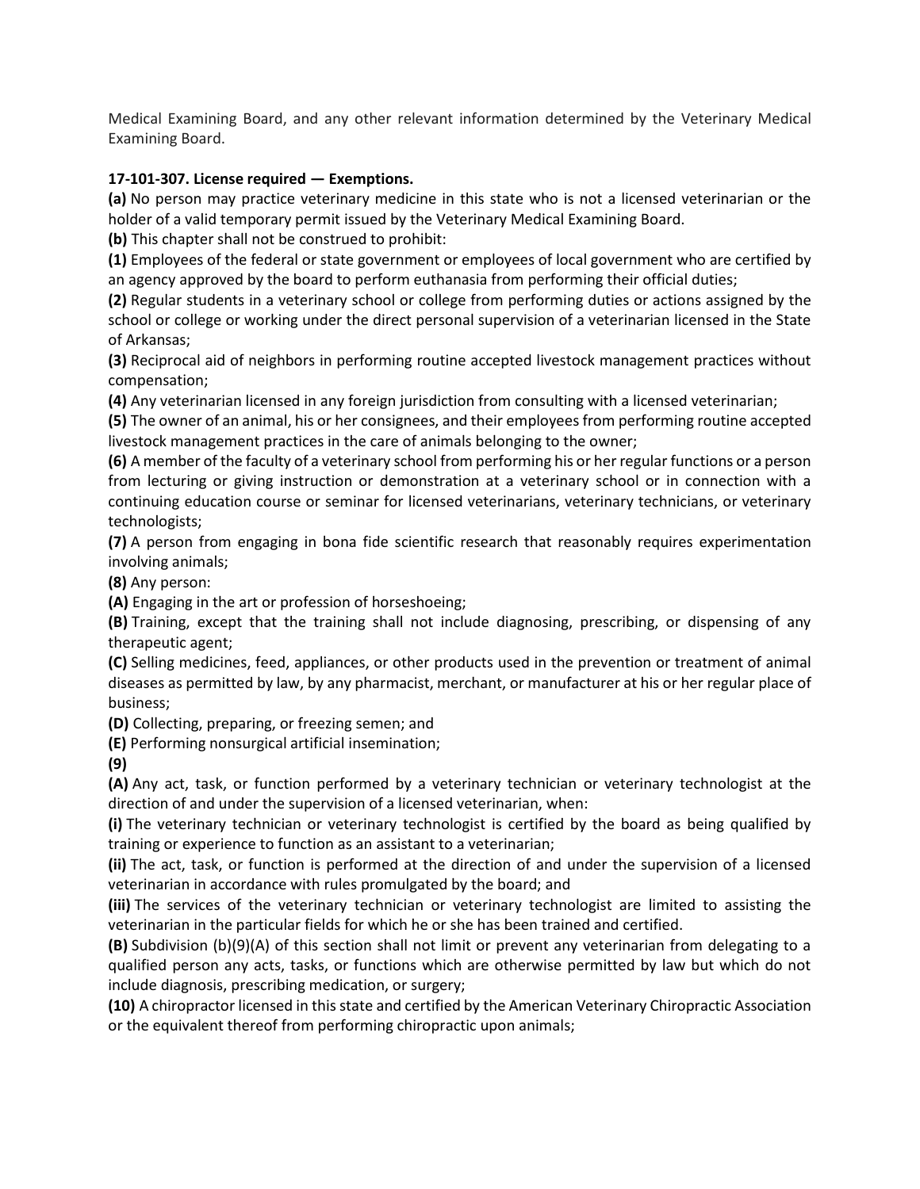Medical Examining Board, and any other relevant information determined by the Veterinary Medical Examining Board.

**17-101-307. License required — Exemptions.**

**(a)** No person may practice veterinary medicine in this state who is not a licensed veterinarian or the holder of a valid temporary permit issued by the Veterinary Medical Examining Board.

**(b)** This chapter shall not be construed to prohibit:

**(1)** Employees of the federal or state government or employees of local government who are certified by an agency approved by the board to perform euthanasia from performing their official duties;

**(2)** Regular students in a veterinary school or college from performing duties or actions assigned by the school or college or working under the direct personal supervision of a veterinarian licensed in the State of Arkansas;

**(3)** Reciprocal aid of neighbors in performing routine accepted livestock management practices without compensation;

**(4)** Any veterinarian licensed in any foreign jurisdiction from consulting with a licensed veterinarian;

**(5)** The owner of an animal, his or her consignees, and their employees from performing routine accepted livestock management practices in the care of animals belonging to the owner;

**(6)** A member of the faculty of a veterinary school from performing his or her regular functions or a person from lecturing or giving instruction or demonstration at a veterinary school or in connection with a continuing education course or seminar for licensed veterinarians, veterinary technicians, or veterinary technologists;

**(7)** A person from engaging in bona fide scientific research that reasonably requires experimentation involving animals;

**(8)** Any person:

**(A)** Engaging in the art or profession of horseshoeing;

**(B)** Training, except that the training shall not include diagnosing, prescribing, or dispensing of any therapeutic agent;

**(C)** Selling medicines, feed, appliances, or other products used in the prevention or treatment of animal diseases as permitted by law, by any pharmacist, merchant, or manufacturer at his or her regular place of business;

**(D)** Collecting, preparing, or freezing semen; and

**(E)** Performing nonsurgical artificial insemination;

**(9)**

**(A)** Any act, task, or function performed by a veterinary technician or veterinary technologist at the direction of and under the supervision of a licensed veterinarian, when:

**(i)** The veterinary technician or veterinary technologist is certified by the board as being qualified by training or experience to function as an assistant to a veterinarian;

**(ii)** The act, task, or function is performed at the direction of and under the supervision of a licensed veterinarian in accordance with rules promulgated by the board; and

**(iii)** The services of the veterinary technician or veterinary technologist are limited to assisting the veterinarian in the particular fields for which he or she has been trained and certified.

**(B)** Subdivision (b)(9)(A) of this section shall not limit or prevent any veterinarian from delegating to a qualified person any acts, tasks, or functions which are otherwise permitted by law but which do not include diagnosis, prescribing medication, or surgery;

**(10)** A chiropractor licensed in this state and certified by the American Veterinary Chiropractic Association or the equivalent thereof from performing chiropractic upon animals;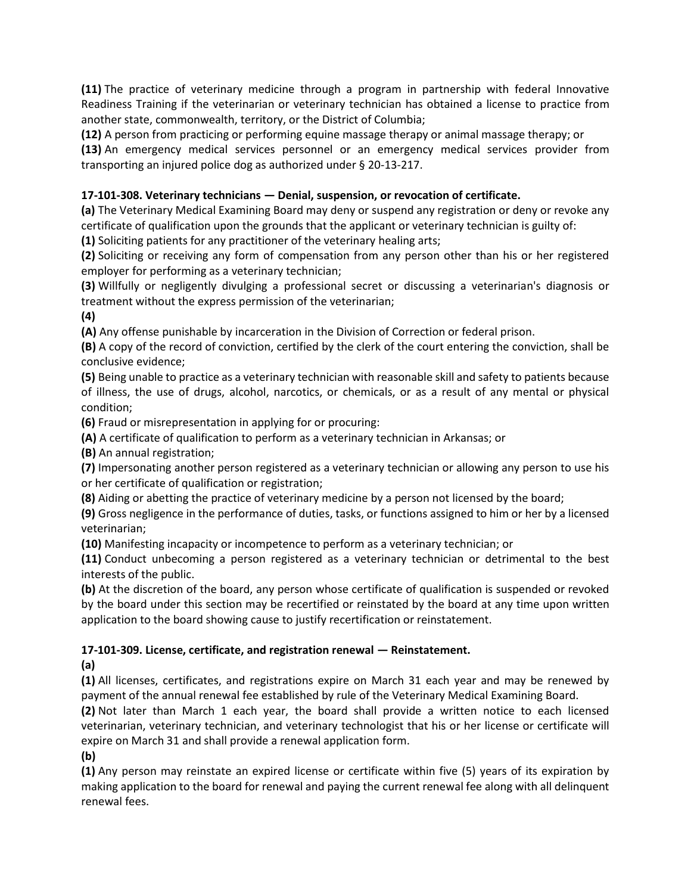**(11)** The practice of veterinary medicine through a program in partnership with federal Innovative Readiness Training if the veterinarian or veterinary technician has obtained a license to practice from another state, commonwealth, territory, or the District of Columbia;

**(12)** A person from practicing or performing equine massage therapy or animal massage therapy; or

**(13)** An emergency medical services personnel or an emergency medical services provider from transporting an injured police dog as authorized under § 20-13-217.

**17-101-308. Veterinary technicians — Denial, suspension, or revocation of certificate.**

**(a)** The Veterinary Medical Examining Board may deny or suspend any registration or deny or revoke any certificate of qualification upon the grounds that the applicant or veterinary technician is guilty of:

**(1)** Soliciting patients for any practitioner of the veterinary healing arts;

**(2)** Soliciting or receiving any form of compensation from any person other than his or her registered employer for performing as a veterinary technician;

**(3)** Willfully or negligently divulging a professional secret or discussing a veterinarian's diagnosis or treatment without the express permission of the veterinarian;

**(4)**

**(A)** Any offense punishable by incarceration in the Division of Correction or federal prison.

**(B)** A copy of the record of conviction, certified by the clerk of the court entering the conviction, shall be conclusive evidence;

**(5)** Being unable to practice as a veterinary technician with reasonable skill and safety to patients because of illness, the use of drugs, alcohol, narcotics, or chemicals, or as a result of any mental or physical condition;

**(6)** Fraud or misrepresentation in applying for or procuring:

**(A)** A certificate of qualification to perform as a veterinary technician in Arkansas; or

**(B)** An annual registration;

**(7)** Impersonating another person registered as a veterinary technician or allowing any person to use his or her certificate of qualification or registration;

**(8)** Aiding or abetting the practice of veterinary medicine by a person not licensed by the board;

**(9)** Gross negligence in the performance of duties, tasks, or functions assigned to him or her by a licensed veterinarian;

**(10)** Manifesting incapacity or incompetence to perform as a veterinary technician; or

**(11)** Conduct unbecoming a person registered as a veterinary technician or detrimental to the best interests of the public.

**(b)** At the discretion of the board, any person whose certificate of qualification is suspended or revoked by the board under this section may be recertified or reinstated by the board at any time upon written application to the board showing cause to justify recertification or reinstatement.

**17-101-309. License, certificate, and registration renewal — Reinstatement.**

**(a)**

**(1)** All licenses, certificates, and registrations expire on March 31 each year and may be renewed by payment of the annual renewal fee established by rule of the Veterinary Medical Examining Board.

**(2)** Not later than March 1 each year, the board shall provide a written notice to each licensed veterinarian, veterinary technician, and veterinary technologist that his or her license or certificate will expire on March 31 and shall provide a renewal application form.

**(b)**

**(1)** Any person may reinstate an expired license or certificate within five (5) years of its expiration by making application to the board for renewal and paying the current renewal fee along with all delinquent renewal fees.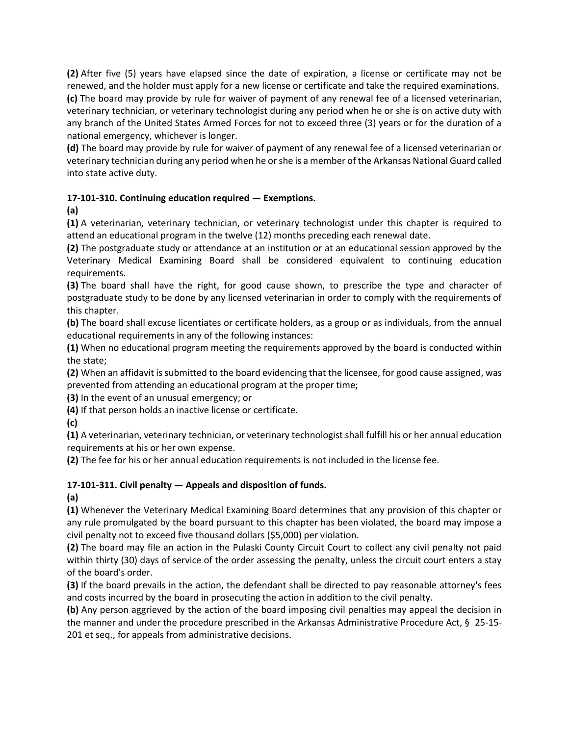**(2)** After five (5) years have elapsed since the date of expiration, a license or certificate may not be renewed, and the holder must apply for a new license or certificate and take the required examinations.

**(c)** The board may provide by rule for waiver of payment of any renewal fee of a licensed veterinarian, veterinary technician, or veterinary technologist during any period when he or she is on active duty with any branch of the United States Armed Forces for not to exceed three (3) years or for the duration of a national emergency, whichever is longer.

**(d)** The board may provide by rule for waiver of payment of any renewal fee of a licensed veterinarian or veterinary technician during any period when he or she is a member of the Arkansas National Guard called into state active duty.

**17-101-310. Continuing education required — Exemptions.**

**(a)**

**(1)** A veterinarian, veterinary technician, or veterinary technologist under this chapter is required to attend an educational program in the twelve (12) months preceding each renewal date.

**(2)** The postgraduate study or attendance at an institution or at an educational session approved by the Veterinary Medical Examining Board shall be considered equivalent to continuing education requirements.

**(3)** The board shall have the right, for good cause shown, to prescribe the type and character of postgraduate study to be done by any licensed veterinarian in order to comply with the requirements of this chapter.

**(b)** The board shall excuse licentiates or certificate holders, as a group or as individuals, from the annual educational requirements in any of the following instances:

**(1)** When no educational program meeting the requirements approved by the board is conducted within the state;

**(2)** When an affidavit is submitted to the board evidencing that the licensee, for good cause assigned, was prevented from attending an educational program at the proper time;

**(3)** In the event of an unusual emergency; or

**(4)** If that person holds an inactive license or certificate.

**(c)**

**(1)** A veterinarian, veterinary technician, or veterinary technologist shall fulfill his or her annual education requirements at his or her own expense.

**(2)** The fee for his or her annual education requirements is not included in the license fee.

**17-101-311. Civil penalty — Appeals and disposition of funds.**

**(a)**

**(1)** Whenever the Veterinary Medical Examining Board determines that any provision of this chapter or any rule promulgated by the board pursuant to this chapter has been violated, the board may impose a civil penalty not to exceed five thousand dollars ($5,000) per violation.

**(2)** The board may file an action in the Pulaski County Circuit Court to collect any civil penalty not paid within thirty (30) days of service of the order assessing the penalty, unless the circuit court enters a stay of the board's order.

**(3)** If the board prevails in the action, the defendant shall be directed to pay reasonable attorney's fees and costs incurred by the board in prosecuting the action in addition to the civil penalty.

**(b)** Any person aggrieved by the action of the board imposing civil penalties may appeal the decision in the manner and under the procedure prescribed in the Arkansas Administrative Procedure Act, § 25-15-201 et seq., for appeals from administrative decisions.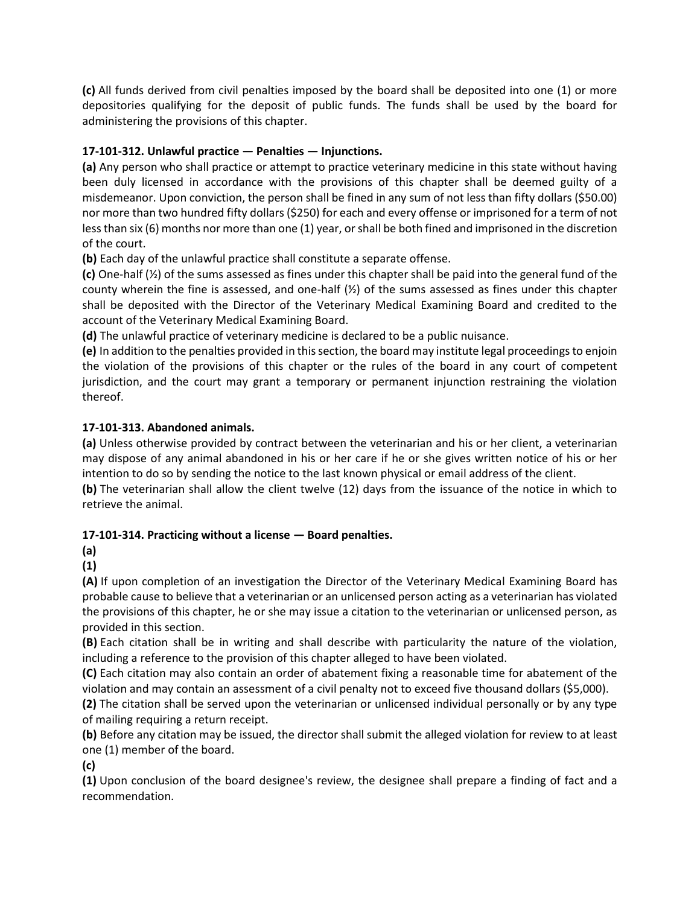**(c)** All funds derived from civil penalties imposed by the board shall be deposited into one (1) or more depositories qualifying for the deposit of public funds. The funds shall be used by the board for administering the provisions of this chapter.

**17-101-312. Unlawful practice — Penalties — Injunctions.**

**(a)** Any person who shall practice or attempt to practice veterinary medicine in this state without having been duly licensed in accordance with the provisions of this chapter shall be deemed guilty of a misdemeanor. Upon conviction, the person shall be fined in any sum of not less than fifty dollars ($50.00) nor more than two hundred fifty dollars ($250) for each and every offense or imprisoned for a term of not less than six (6) months nor more than one (1) year, or shall be both fined and imprisoned in the discretion of the court.

**(b)** Each day of the unlawful practice shall constitute a separate offense.

**(c)** One-half (½) of the sums assessed as fines under this chapter shall be paid into the general fund of the county wherein the fine is assessed, and one-half (½) of the sums assessed as fines under this chapter shall be deposited with the Director of the Veterinary Medical Examining Board and credited to the account of the Veterinary Medical Examining Board.

**(d)** The unlawful practice of veterinary medicine is declared to be a public nuisance.

**(e)** In addition to the penalties provided in this section, the board may institute legal proceedings to enjoin the violation of the provisions of this chapter or the rules of the board in any court of competent jurisdiction, and the court may grant a temporary or permanent injunction restraining the violation thereof.

**17-101-313. Abandoned animals.**

**(a)** Unless otherwise provided by contract between the veterinarian and his or her client, a veterinarian may dispose of any animal abandoned in his or her care if he or she gives written notice of his or her intention to do so by sending the notice to the last known physical or email address of the client.

**(b)** The veterinarian shall allow the client twelve (12) days from the issuance of the notice in which to retrieve the animal.

**17-101-314. Practicing without a license — Board penalties.**

**(a)**

**(1)**

**(A)** If upon completion of an investigation the Director of the Veterinary Medical Examining Board has probable cause to believe that a veterinarian or an unlicensed person acting as a veterinarian has violated the provisions of this chapter, he or she may issue a citation to the veterinarian or unlicensed person, as provided in this section.

**(B)** Each citation shall be in writing and shall describe with particularity the nature of the violation, including a reference to the provision of this chapter alleged to have been violated.

**(C)** Each citation may also contain an order of abatement fixing a reasonable time for abatement of the violation and may contain an assessment of a civil penalty not to exceed five thousand dollars ($5,000).

**(2)** The citation shall be served upon the veterinarian or unlicensed individual personally or by any type of mailing requiring a return receipt.

**(b)** Before any citation may be issued, the director shall submit the alleged violation for review to at least one (1) member of the board.

**(c)**

**(1)** Upon conclusion of the board designee's review, the designee shall prepare a finding of fact and a recommendation.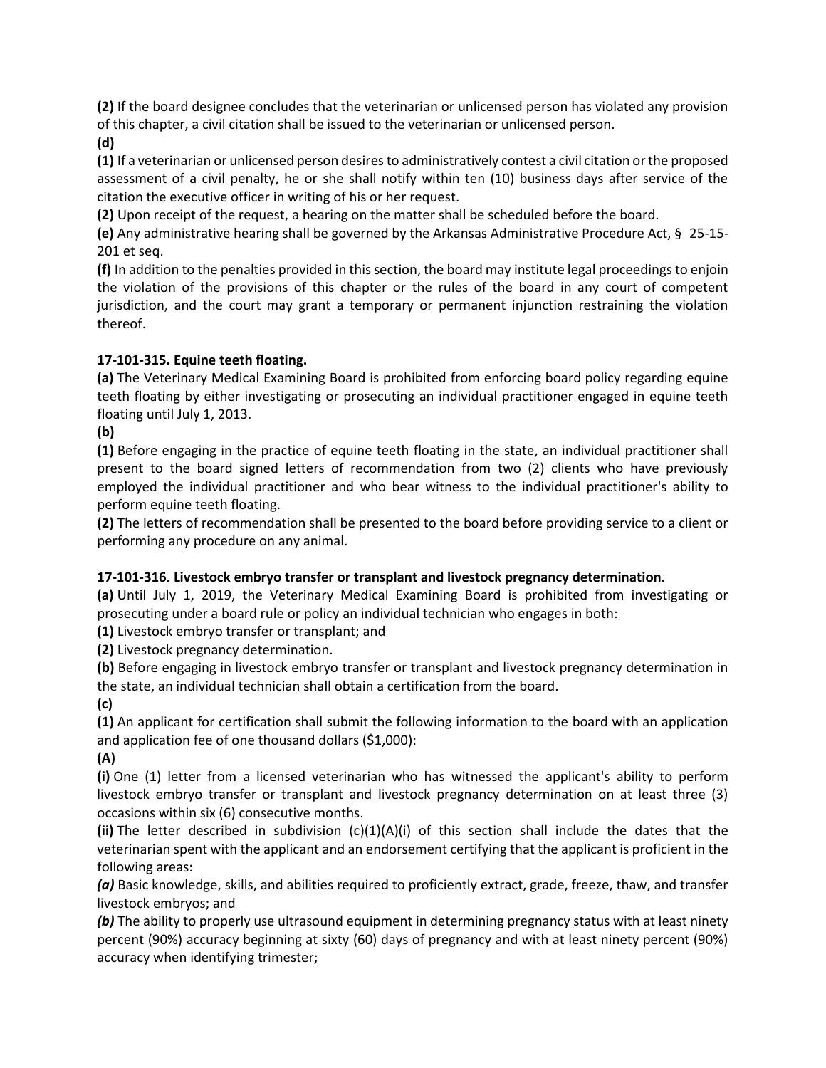**(2)** If the board designee concludes that the veterinarian or unlicensed person has violated any provision of this chapter, a civil citation shall be issued to the veterinarian or unlicensed person.

**(d)**

**(1)** If a veterinarian or unlicensed person desires to administratively contest a civil citation or the proposed assessment of a civil penalty, he or she shall notify within ten (10) business days after service of the citation the executive officer in writing of his or her request.

**(2)** Upon receipt of the request, a hearing on the matter shall be scheduled before the board.

**(e)** Any administrative hearing shall be governed by the Arkansas Administrative Procedure Act, § 25-15-201 et seq.

**(f)** In addition to the penalties provided in this section, the board may institute legal proceedings to enjoin the violation of the provisions of this chapter or the rules of the board in any court of competent jurisdiction, and the court may grant a temporary or permanent injunction restraining the violation thereof.

**17-101-315. Equine teeth floating.**

**(a)** The Veterinary Medical Examining Board is prohibited from enforcing board policy regarding equine teeth floating by either investigating or prosecuting an individual practitioner engaged in equine teeth floating until July 1, 2013.

**(b)**

**(1)** Before engaging in the practice of equine teeth floating in the state, an individual practitioner shall present to the board signed letters of recommendation from two (2) clients who have previously employed the individual practitioner and who bear witness to the individual practitioner's ability to perform equine teeth floating.

**(2)** The letters of recommendation shall be presented to the board before providing service to a client or performing any procedure on any animal.

**17-101-316. Livestock embryo transfer or transplant and livestock pregnancy determination.**

**(a)** Until July 1, 2019, the Veterinary Medical Examining Board is prohibited from investigating or prosecuting under a board rule or policy an individual technician who engages in both:

**(1)** Livestock embryo transfer or transplant; and

**(2)** Livestock pregnancy determination.

**(b)** Before engaging in livestock embryo transfer or transplant and livestock pregnancy determination in the state, an individual technician shall obtain a certification from the board.

**(c)**

**(1)** An applicant for certification shall submit the following information to the board with an application and application fee of one thousand dollars ($1,000):

**(A)**

**(i)** One (1) letter from a licensed veterinarian who has witnessed the applicant's ability to perform livestock embryo transfer or transplant and livestock pregnancy determination on at least three (3) occasions within six (6) consecutive months.

**(ii)** The letter described in subdivision (c)(1)(A)(i) of this section shall include the dates that the veterinarian spent with the applicant and an endorsement certifying that the applicant is proficient in the following areas:

***(a)*** Basic knowledge, skills, and abilities required to proficiently extract, grade, freeze, thaw, and transfer livestock embryos; and

***(b)*** The ability to properly use ultrasound equipment in determining pregnancy status with at least ninety percent (90%) accuracy beginning at sixty (60) days of pregnancy and with at least ninety percent (90%) accuracy when identifying trimester;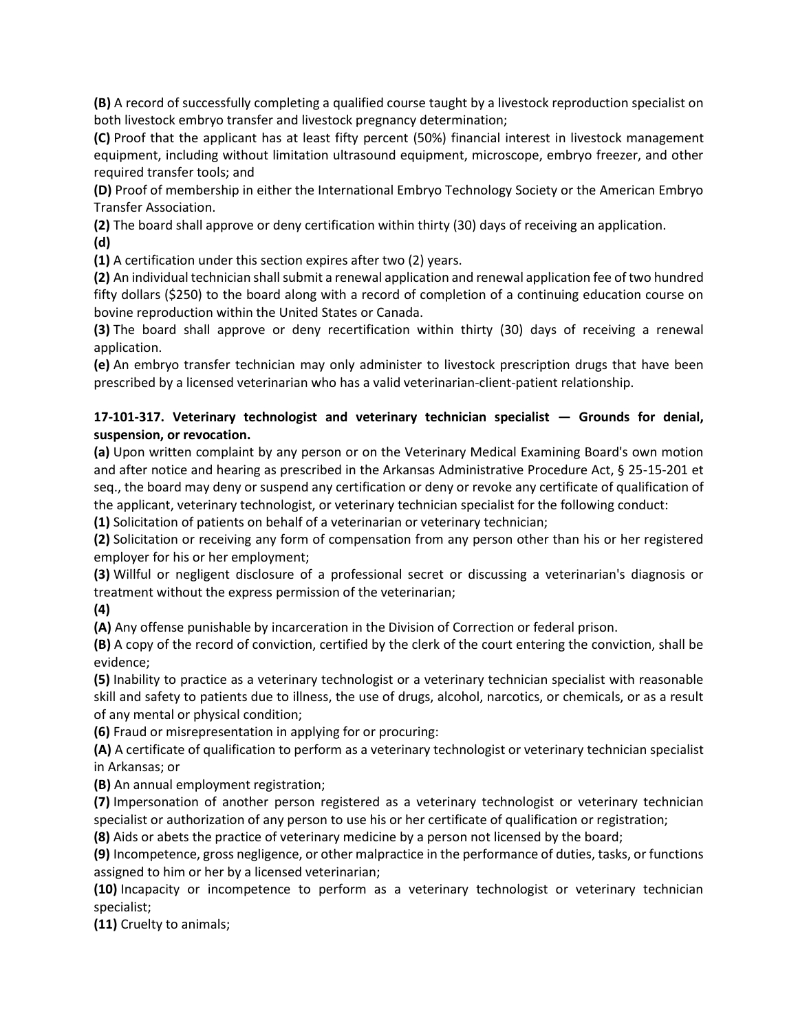**(B)** A record of successfully completing a qualified course taught by a livestock reproduction specialist on both livestock embryo transfer and livestock pregnancy determination;

**(C)** Proof that the applicant has at least fifty percent (50%) financial interest in livestock management equipment, including without limitation ultrasound equipment, microscope, embryo freezer, and other required transfer tools; and

**(D)** Proof of membership in either the International Embryo Technology Society or the American Embryo Transfer Association.

**(2)** The board shall approve or deny certification within thirty (30) days of receiving an application.

**(d)**

**(1)** A certification under this section expires after two (2) years.

**(2)** An individual technician shall submit a renewal application and renewal application fee of two hundred fifty dollars ($250) to the board along with a record of completion of a continuing education course on bovine reproduction within the United States or Canada.

**(3)** The board shall approve or deny recertification within thirty (30) days of receiving a renewal application.

**(e)** An embryo transfer technician may only administer to livestock prescription drugs that have been prescribed by a licensed veterinarian who has a valid veterinarian-client-patient relationship.

**17-101-317. Veterinary technologist and veterinary technician specialist — Grounds for denial, suspension, or revocation.**

**(a)** Upon written complaint by any person or on the Veterinary Medical Examining Board's own motion and after notice and hearing as prescribed in the Arkansas Administrative Procedure Act, § 25-15-201 et seq., the board may deny or suspend any certification or deny or revoke any certificate of qualification of the applicant, veterinary technologist, or veterinary technician specialist for the following conduct:

**(1)** Solicitation of patients on behalf of a veterinarian or veterinary technician;

**(2)** Solicitation or receiving any form of compensation from any person other than his or her registered employer for his or her employment;

**(3)** Willful or negligent disclosure of a professional secret or discussing a veterinarian's diagnosis or treatment without the express permission of the veterinarian;

**(4)**

**(A)** Any offense punishable by incarceration in the Division of Correction or federal prison.

**(B)** A copy of the record of conviction, certified by the clerk of the court entering the conviction, shall be evidence;

**(5)** Inability to practice as a veterinary technologist or a veterinary technician specialist with reasonable skill and safety to patients due to illness, the use of drugs, alcohol, narcotics, or chemicals, or as a result of any mental or physical condition;

**(6)** Fraud or misrepresentation in applying for or procuring:

**(A)** A certificate of qualification to perform as a veterinary technologist or veterinary technician specialist in Arkansas; or

**(B)** An annual employment registration;

**(7)** Impersonation of another person registered as a veterinary technologist or veterinary technician specialist or authorization of any person to use his or her certificate of qualification or registration;

**(8)** Aids or abets the practice of veterinary medicine by a person not licensed by the board;

**(9)** Incompetence, gross negligence, or other malpractice in the performance of duties, tasks, or functions assigned to him or her by a licensed veterinarian;

**(10)** Incapacity or incompetence to perform as a veterinary technologist or veterinary technician specialist;

**(11)** Cruelty to animals;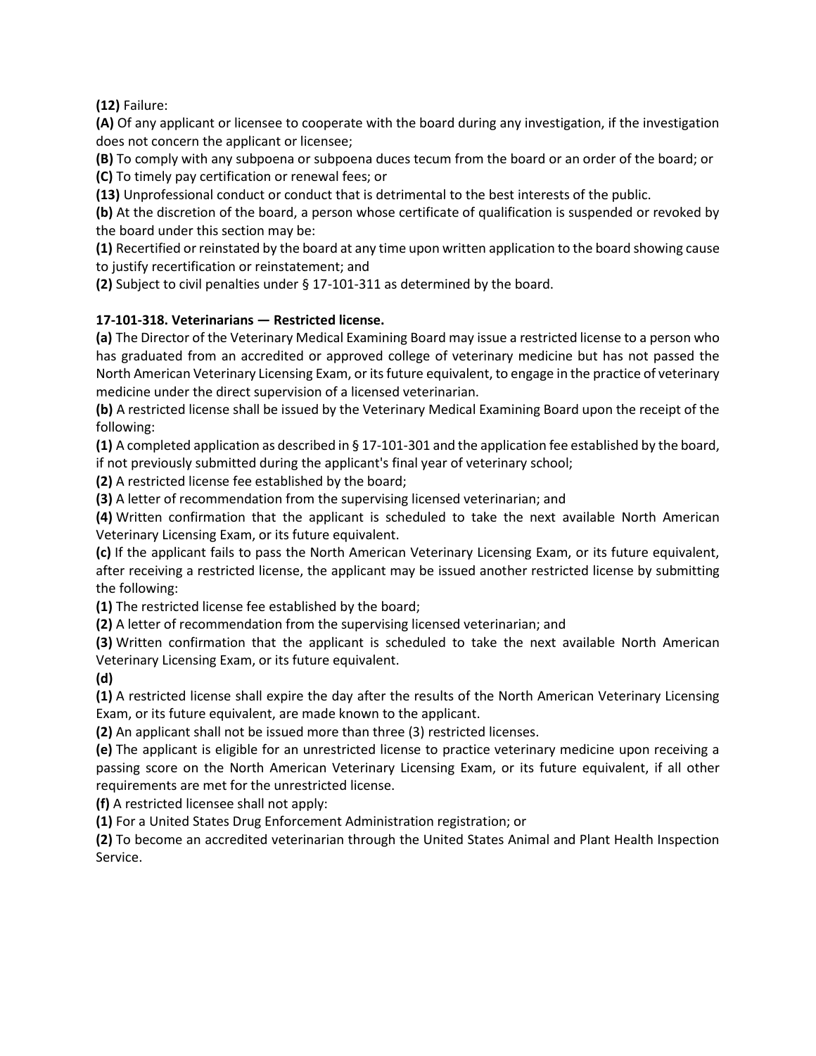**(12)** Failure:

**(A)** Of any applicant or licensee to cooperate with the board during any investigation, if the investigation does not concern the applicant or licensee;

**(B)** To comply with any subpoena or subpoena duces tecum from the board or an order of the board; or

**(C)** To timely pay certification or renewal fees; or

**(13)** Unprofessional conduct or conduct that is detrimental to the best interests of the public.

**(b)** At the discretion of the board, a person whose certificate of qualification is suspended or revoked by the board under this section may be:

**(1)** Recertified or reinstated by the board at any time upon written application to the board showing cause to justify recertification or reinstatement; and

**(2)** Subject to civil penalties under § 17-101-311 as determined by the board.

**17-101-318. Veterinarians — Restricted license.**

**(a)** The Director of the Veterinary Medical Examining Board may issue a restricted license to a person who has graduated from an accredited or approved college of veterinary medicine but has not passed the North American Veterinary Licensing Exam, or its future equivalent, to engage in the practice of veterinary medicine under the direct supervision of a licensed veterinarian.

**(b)** A restricted license shall be issued by the Veterinary Medical Examining Board upon the receipt of the following:

**(1)** A completed application as described in § 17-101-301 and the application fee established by the board, if not previously submitted during the applicant's final year of veterinary school;

**(2)** A restricted license fee established by the board;

**(3)** A letter of recommendation from the supervising licensed veterinarian; and

**(4)** Written confirmation that the applicant is scheduled to take the next available North American Veterinary Licensing Exam, or its future equivalent.

**(c)** If the applicant fails to pass the North American Veterinary Licensing Exam, or its future equivalent, after receiving a restricted license, the applicant may be issued another restricted license by submitting the following:

**(1)** The restricted license fee established by the board;

**(2)** A letter of recommendation from the supervising licensed veterinarian; and

**(3)** Written confirmation that the applicant is scheduled to take the next available North American Veterinary Licensing Exam, or its future equivalent.

**(d)**

**(1)** A restricted license shall expire the day after the results of the North American Veterinary Licensing Exam, or its future equivalent, are made known to the applicant.

**(2)** An applicant shall not be issued more than three (3) restricted licenses.

**(e)** The applicant is eligible for an unrestricted license to practice veterinary medicine upon receiving a passing score on the North American Veterinary Licensing Exam, or its future equivalent, if all other requirements are met for the unrestricted license.

**(f)** A restricted licensee shall not apply:

**(1)** For a United States Drug Enforcement Administration registration; or

**(2)** To become an accredited veterinarian through the United States Animal and Plant Health Inspection Service.